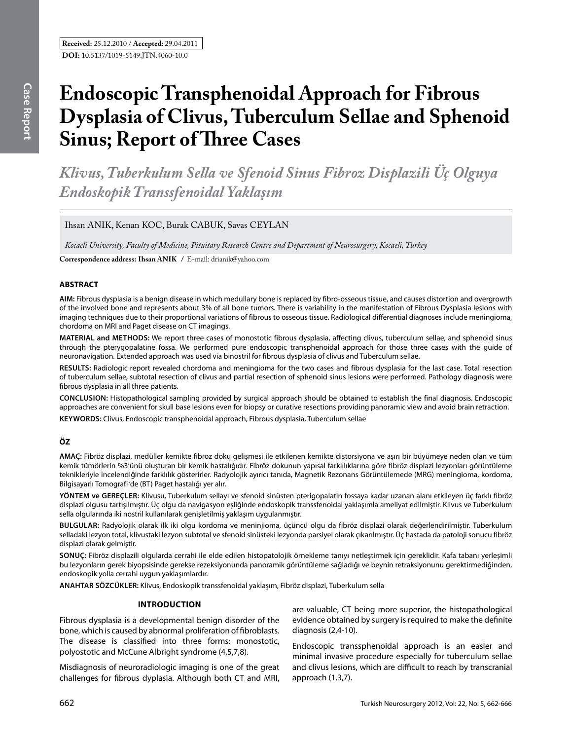**Received:** 25.12.2010 / **Accepted:** 29.04.2011

**DOI:** 10.5137/1019-5149.JTN.4060-10.0

Case Report

# Endoscopic Transphenoidal Approach for Fibrous Dysplasia of Clivus, Tuberculum Sellae and Sphenoid Sinus; Report of Three Cases

## *Klivus, Tuberkulum Sella ve Sfenoid Sinus Fibroz Displazili Üç Olguya Endoskopik Transsfenoidal Yaklaşım*

Ihsan ANIK, Kenan KOC, Burak CABUK, Savas CEYLAN

*Kocaeli University, Faculty of Medicine, Pituitary Research Centre and Department of Neurosurgery, Kocaeli, Turkey*

**Correspondence address: Ihsan ANIK** / E-mail: drianik@yahoo.com

### ABSTRACT

**AIM:** Fibrous dysplasia is a benign disease in which medullary bone is replaced by fibro-osseous tissue, and causes distortion and overgrowth of the involved bone and represents about 3% of all bone tumors. There is variability in the manifestation of Fibrous Dysplasia lesions with imaging techniques due to their proportional variations of fibrous to osseous tissue. Radiological differential diagnoses include meningioma, chordoma on MRI and Paget disease on CT imagings.

**MATERIAL and METHODS:** We report three cases of monostotic fibrous dysplasia, affecting clivus, tuberculum sellae, and sphenoid sinus through the pterygopalatine fossa. We performed pure endoscopic transphenoidal approach for those three cases with the guide of neuronavigation. Extended approach was used via binostril for fibrous dysplasia of clivus and Tuberculum sellae.

**RESULTS:** Radiologic report revealed chordoma and meningioma for the two cases and fibrous dysplasia for the last case. Total resection of tuberculum sellae, subtotal resection of clivus and partial resection of sphenoid sinus lesions were performed. Pathology diagnosis were fibrous dysplasia in all three patients.

**CONCLUSION:** Histopathological sampling provided by surgical approach should be obtained to establish the final diagnosis. Endoscopic approaches are convenient for skull base lesions even for biopsy or curative resections providing panoramic view and avoid brain retraction.

**KEYWORDS:** Clivus, Endoscopic transphenoidal approach, Fibrous dysplasia, Tuberculum sellae

### ÖZ

**AMAÇ:** Fibröz displazi, medüller kemikte fibroz doku gelişmesi ile etkilenen kemikte distorsiyona ve aşırı bir büyümeye neden olan ve tüm kemik tümörlerin %3'ünü oluşturan bir kemik hastalığıdır. Fibröz dokunun yapısal farklılıklarına göre fibröz displazi lezyonları görüntüleme teknikleriyle incelendiğinde farklılık gösterirler. Radyolojik ayırıcı tanıda, Magnetik Rezonans Görüntülemede (MRG) meningioma, kordoma, Bilgisayarlı Tomografi'de (BT) Paget hastalığı yer alır.

**YÖNTEM ve GEREÇLER:** Klivusu, Tuberkulum sellayı ve sfenoid sinüsten pterigopalatin fossaya kadar uzanan alanı etkileyen üç farklı fibröz displazi olgusu tartışılmıştır. Üç olgu da navigasyon eşliğinde endoskopik transsfenoidal yaklaşımla ameliyat edilmiştir. Klivus ve Tuberkulum sella olgularında iki nostril kullanılarak genişletilmiş yaklaşım uygulanmıştır.

**BULGULAR:** Radyolojik olarak ilk iki olgu kordoma ve meninjioma, üçüncü olgu da fibröz displazi olarak değerlendirilmiştir. Tuberkulum selladaki lezyon total, klivustaki lezyon subtotal ve sfenoid sinüsteki lezyonda parsiyel olarak çıkarılmıştır. Üç hastada da patoloji sonucu fibröz displazi olarak gelmiştir.

**SONUÇ:** Fibröz displazili olgularda cerrahi ile elde edilen histopatolojik örnekleme tanıyı netleştirmek için gereklidir. Kafa tabanı yerleşimli bu lezyonların gerek biyopsisinde gerekse rezeksiyonunda panoramik görüntüleme sağladığı ve beynin retraksiyonunu gerektirmediğinden, endoskopik yolla cerrahi uygun yaklaşımlardır.

**ANAHTAR SÖZCÜKLER:** Klivus, Endoskopik transsfenoidal yaklaşım, Fibröz displazi, Tuberkulum sella

## INTRODUCTION

Fibrous dysplasia is a developmental benign disorder of the bone, which is caused by abnormal proliferation of fibroblasts. The disease is classified into three forms: monostotic, polyostotic and McCune Albright syndrome (4,5,7,8).

Misdiagnosis of neuroradiologic imaging is one of the great challenges for fibrous dyplasia. Although both CT and MRI, are valuable, CT being more superior, the histopathological evidence obtained by surgery is required to make the definite diagnosis (2,4-10).

Endoscopic transsphenoidal approach is an easier and minimal invasive procedure especially for tuberculum sellae and clivus lesions, which are difficult to reach by transcranial approach (1,3,7).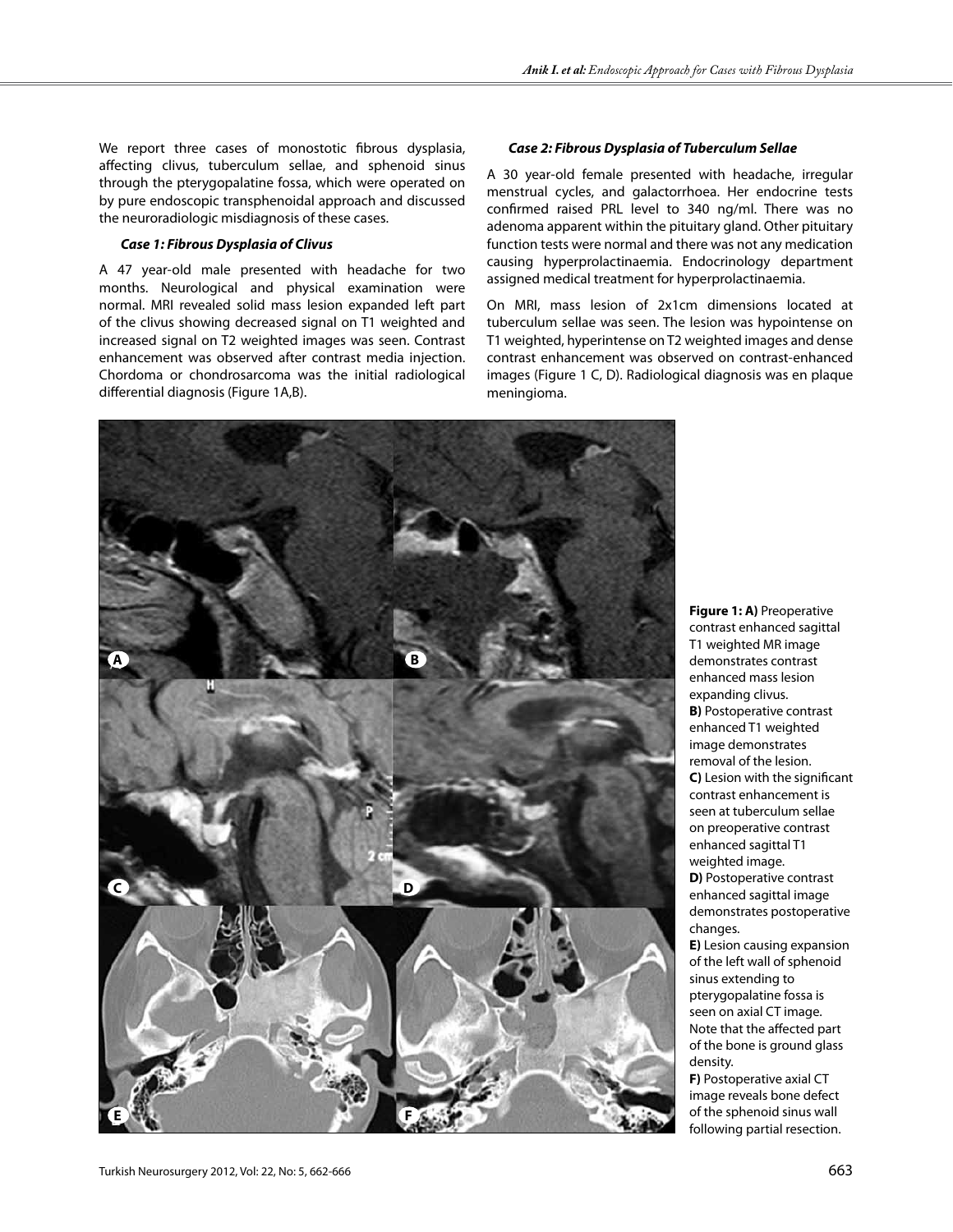We report three cases of monostotic fibrous dysplasia, affecting clivus, tuberculum sellae, and sphenoid sinus through the pterygopalatine fossa, which were operated on by pure endoscopic transphenoidal approach and discussed the neuroradiologic misdiagnosis of these cases.

***Case 1: Fibrous Dysplasia of Clivus***

A 47 year-old male presented with headache for two months. Neurological and physical examination were normal. MRI revealed solid mass lesion expanded left part of the clivus showing decreased signal on T1 weighted and increased signal on T2 weighted images was seen. Contrast enhancement was observed after contrast media injection. Chordoma or chondrosarcoma was the initial radiological differential diagnosis (Figure 1A,B).

***Case 2: Fibrous Dysplasia of Tuberculum Sellae***

A 30 year-old female presented with headache, irregular menstrual cycles, and galactorrhoea. Her endocrine tests confirmed raised PRL level to 340 ng/ml. There was no adenoma apparent within the pituitary gland. Other pituitary function tests were normal and there was not any medication causing hyperprolactinaemia. Endocrinology department assigned medical treatment for hyperprolactinaemia.

On MRI, mass lesion of 2x1cm dimensions located at tuberculum sellae was seen. The lesion was hypointense on T1 weighted, hyperintense on T2 weighted images and dense contrast enhancement was observed on contrast-enhanced images (Figure 1 C, D). Radiological diagnosis was en plaque meningioma.

**Figure 1: A)** Preoperative contrast enhanced sagittal T1 weighted MR image demonstrates contrast enhanced mass lesion expanding clivus. **B)** Postoperative contrast enhanced T1 weighted image demonstrates removal of the lesion. **C)** Lesion with the significant contrast enhancement is seen at tuberculum sellae on preoperative contrast enhanced sagittal T1 weighted image. **D)** Postoperative contrast enhanced sagittal image demonstrates postoperative changes. **E)** Lesion causing expansion of the left wall of sphenoid sinus extending to pterygopalatine fossa is seen on axial CT image. Note that the affected part of the bone is ground glass density. **F)** Postoperative axial CT image reveals bone defect of the sphenoid sinus wall following partial resection.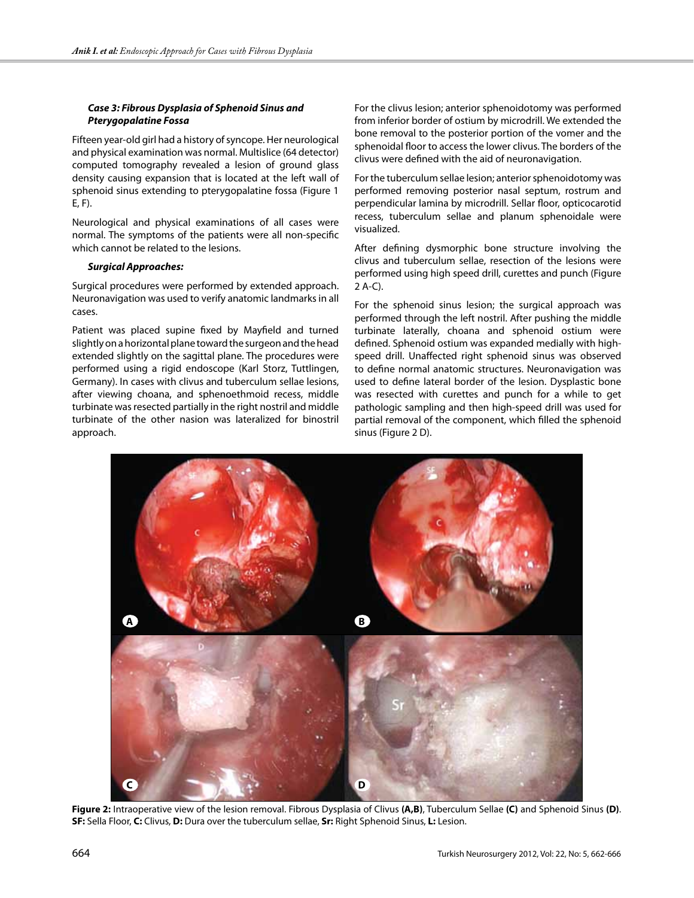### *Case 3: Fibrous Dysplasia of Sphenoid Sinus and Pterygopalatine Fossa*

Fifteen year-old girl had a history of syncope. Her neurological and physical examination was normal. Multislice (64 detector) computed tomography revealed a lesion of ground glass density causing expansion that is located at the left wall of sphenoid sinus extending to pterygopalatine fossa (Figure 1 E, F).

Neurological and physical examinations of all cases were normal. The symptoms of the patients were all non-specific which cannot be related to the lesions.

### *Surgical Approaches:*

Surgical procedures were performed by extended approach. Neuronavigation was used to verify anatomic landmarks in all cases.

Patient was placed supine fixed by Mayfield and turned slightly on a horizontal plane toward the surgeon and the head extended slightly on the sagittal plane. The procedures were performed using a rigid endoscope (Karl Storz, Tuttlingen, Germany). In cases with clivus and tuberculum sellae lesions, after viewing choana, and sphenoethmoid recess, middle turbinate was resected partially in the right nostril and middle turbinate of the other nasion was lateralized for binostril approach.

For the clivus lesion; anterior sphenoidotomy was performed from inferior border of ostium by microdrill. We extended the bone removal to the posterior portion of the vomer and the sphenoidal floor to access the lower clivus. The borders of the clivus were defined with the aid of neuronavigation.

For the tuberculum sellae lesion; anterior sphenoidotomy was performed removing posterior nasal septum, rostrum and perpendicular lamina by microdrill. Sellar floor, opticocarotid recess, tuberculum sellae and planum sphenoidale were visualized.

After defining dysmorphic bone structure involving the clivus and tuberculum sellae, resection of the lesions were performed using high speed drill, curettes and punch (Figure 2 A-C).

For the sphenoid sinus lesion; the surgical approach was performed through the left nostril. After pushing the middle turbinate laterally, choana and sphenoid ostium were defined. Sphenoid ostium was expanded medially with high-speed drill. Unaffected right sphenoid sinus was observed to define normal anatomic structures. Neuronavigation was used to define lateral border of the lesion. Dysplastic bone was resected with curettes and punch for a while to get pathologic sampling and then high-speed drill was used for partial removal of the component, which filled the sphenoid sinus (Figure 2 D).

**Figure 2:** Intraoperative view of the lesion removal. Fibrous Dysplasia of Clivus **(A,B)**, Tuberculum Sellae **(C)** and Sphenoid Sinus **(D)**. **SF:** Sella Floor, **C:** Clivus, **D:** Dura over the tuberculum sellae, **Sr:** Right Sphenoid Sinus, **L:** Lesion.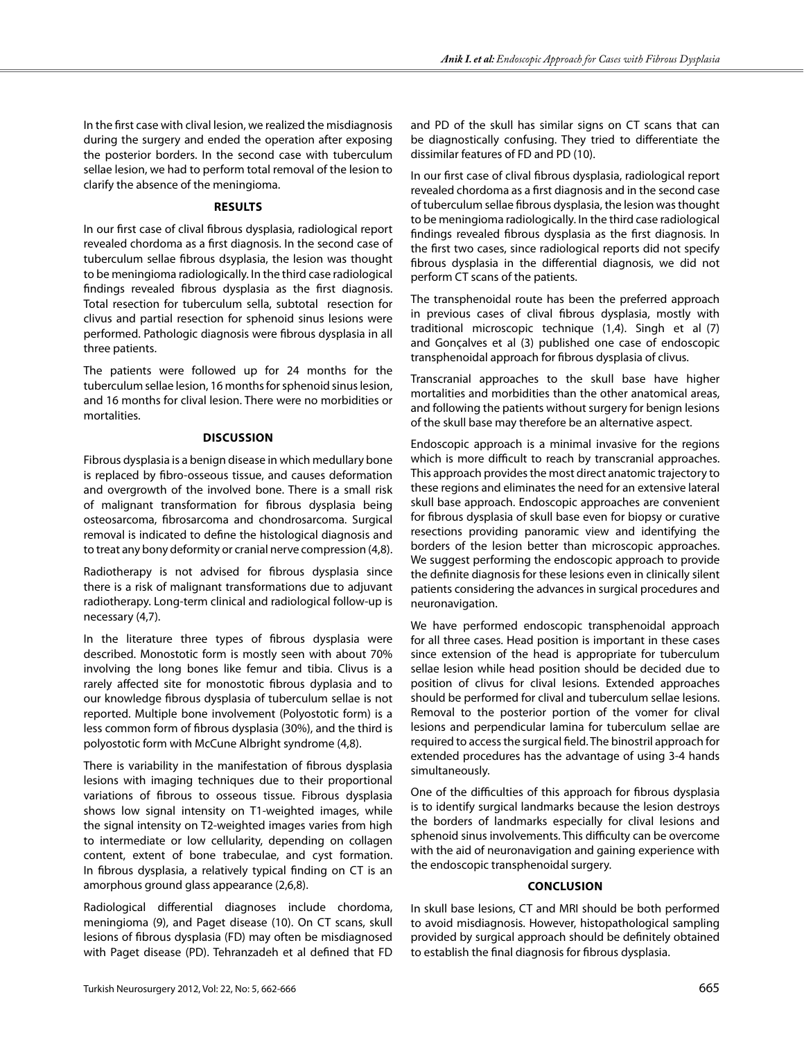In the first case with clival lesion, we realized the misdiagnosis during the surgery and ended the operation after exposing the posterior borders. In the second case with tuberculum sellae lesion, we had to perform total removal of the lesion to clarify the absence of the meningioma.

## RESULTS

In our first case of clival fibrous dysplasia, radiological report revealed chordoma as a first diagnosis. In the second case of tuberculum sellae fibrous dsyplasia, the lesion was thought to be meningioma radiologically. In the third case radiological findings revealed fibrous dysplasia as the first diagnosis. Total resection for tuberculum sella, subtotal resection for clivus and partial resection for sphenoid sinus lesions were performed. Pathologic diagnosis were fibrous dysplasia in all three patients.

The patients were followed up for 24 months for the tuberculum sellae lesion, 16 months for sphenoid sinus lesion, and 16 months for clival lesion. There were no morbidities or mortalities.

## DISCUSSION

Fibrous dysplasia is a benign disease in which medullary bone is replaced by fibro-osseous tissue, and causes deformation and overgrowth of the involved bone. There is a small risk of malignant transformation for fibrous dysplasia being osteosarcoma, fibrosarcoma and chondrosarcoma. Surgical removal is indicated to define the histological diagnosis and to treat any bony deformity or cranial nerve compression (4,8).

Radiotherapy is not advised for fibrous dysplasia since there is a risk of malignant transformations due to adjuvant radiotherapy. Long-term clinical and radiological follow-up is necessary (4,7).

In the literature three types of fibrous dysplasia were described. Monostotic form is mostly seen with about 70% involving the long bones like femur and tibia. Clivus is a rarely affected site for monostotic fibrous dyplasia and to our knowledge fibrous dysplasia of tuberculum sellae is not reported. Multiple bone involvement (Polyostotic form) is a less common form of fibrous dysplasia (30%), and the third is polyostotic form with McCune Albright syndrome (4,8).

There is variability in the manifestation of fibrous dysplasia lesions with imaging techniques due to their proportional variations of fibrous to osseous tissue. Fibrous dysplasia shows low signal intensity on T1-weighted images, while the signal intensity on T2-weighted images varies from high to intermediate or low cellularity, depending on collagen content, extent of bone trabeculae, and cyst formation. In fibrous dysplasia, a relatively typical finding on CT is an amorphous ground glass appearance (2,6,8).

Radiological differential diagnoses include chordoma, meningioma (9), and Paget disease (10). On CT scans, skull lesions of fibrous dysplasia (FD) may often be misdiagnosed with Paget disease (PD). Tehranzadeh et al defined that FD and PD of the skull has similar signs on CT scans that can be diagnostically confusing. They tried to differentiate the dissimilar features of FD and PD (10).

In our first case of clival fibrous dysplasia, radiological report revealed chordoma as a first diagnosis and in the second case of tuberculum sellae fibrous dysplasia, the lesion was thought to be meningioma radiologically. In the third case radiological findings revealed fibrous dysplasia as the first diagnosis. In the first two cases, since radiological reports did not specify fibrous dysplasia in the differential diagnosis, we did not perform CT scans of the patients.

The transphenoidal route has been the preferred approach in previous cases of clival fibrous dysplasia, mostly with traditional microscopic technique (1,4). Singh et al (7) and Gonçalves et al (3) published one case of endoscopic transphenoidal approach for fibrous dysplasia of clivus.

Transcranial approaches to the skull base have higher mortalities and morbidities than the other anatomical areas, and following the patients without surgery for benign lesions of the skull base may therefore be an alternative aspect.

Endoscopic approach is a minimal invasive for the regions which is more difficult to reach by transcranial approaches. This approach provides the most direct anatomic trajectory to these regions and eliminates the need for an extensive lateral skull base approach. Endoscopic approaches are convenient for fibrous dysplasia of skull base even for biopsy or curative resections providing panoramic view and identifying the borders of the lesion better than microscopic approaches. We suggest performing the endoscopic approach to provide the definite diagnosis for these lesions even in clinically silent patients considering the advances in surgical procedures and neuronavigation.

We have performed endoscopic transphenoidal approach for all three cases. Head position is important in these cases since extension of the head is appropriate for tuberculum sellae lesion while head position should be decided due to position of clivus for clival lesions. Extended approaches should be performed for clival and tuberculum sellae lesions. Removal to the posterior portion of the vomer for clival lesions and perpendicular lamina for tuberculum sellae are required to access the surgical field. The binostril approach for extended procedures has the advantage of using 3-4 hands simultaneously.

One of the difficulties of this approach for fibrous dysplasia is to identify surgical landmarks because the lesion destroys the borders of landmarks especially for clival lesions and sphenoid sinus involvements. This difficulty can be overcome with the aid of neuronavigation and gaining experience with the endoscopic transphenoidal surgery.

## CONCLUSION

In skull base lesions, CT and MRI should be both performed to avoid misdiagnosis. However, histopathological sampling provided by surgical approach should be definitely obtained to establish the final diagnosis for fibrous dysplasia.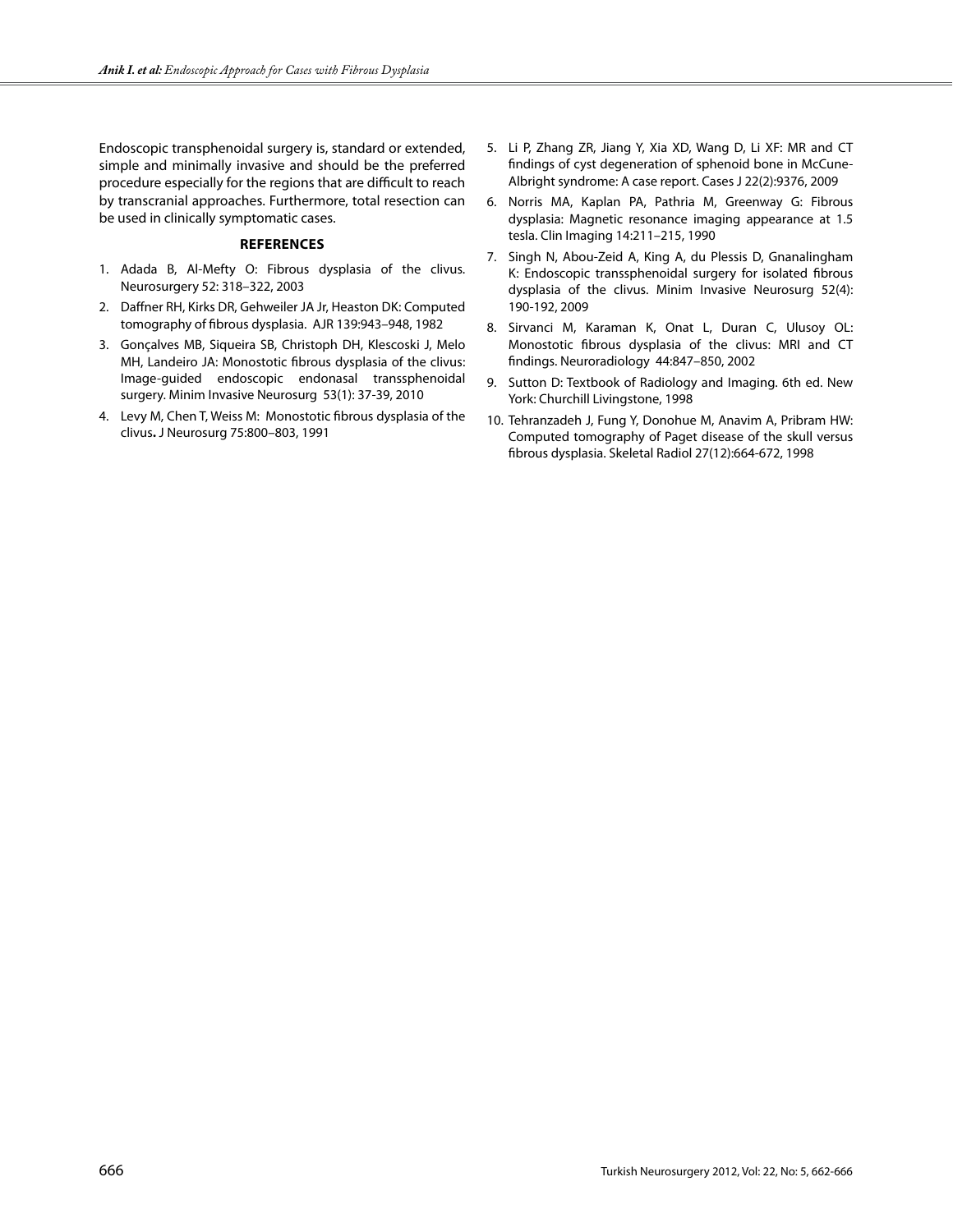Endoscopic transphenoidal surgery is, standard or extended, simple and minimally invasive and should be the preferred procedure especially for the regions that are difficult to reach by transcranial approaches. Furthermore, total resection can be used in clinically symptomatic cases.

## REFERENCES

1. Adada B, Al-Mefty O: Fibrous dysplasia of the clivus. Neurosurgery 52: 318–322, 2003
2. Daffner RH, Kirks DR, Gehweiler JA Jr, Heaston DK: Computed tomography of fibrous dysplasia. AJR 139:943–948, 1982
3. Gonçalves MB, Siqueira SB, Christoph DH, Klescoski J, Melo MH, Landeiro JA: Monostotic fibrous dysplasia of the clivus: Image-guided endoscopic endonasal transsphenoidal surgery. Minim Invasive Neurosurg 53(1): 37-39, 2010
4. Levy M, Chen T, Weiss M: Monostotic fibrous dysplasia of the clivus**.** J Neurosurg 75:800–803, 1991
5. Li P, Zhang ZR, Jiang Y, Xia XD, Wang D, Li XF: MR and CT findings of cyst degeneration of sphenoid bone in McCune-Albright syndrome: A case report. Cases J 22(2):9376, 2009
6. Norris MA, Kaplan PA, Pathria M, Greenway G: Fibrous dysplasia: Magnetic resonance imaging appearance at 1.5 tesla. Clin Imaging 14:211–215, 1990
7. Singh N, Abou-Zeid A, King A, du Plessis D, Gnanalingham K: Endoscopic transsphenoidal surgery for isolated fibrous dysplasia of the clivus. Minim Invasive Neurosurg 52(4): 190-192, 2009
8. Sirvanci M, Karaman K, Onat L, Duran C, Ulusoy OL: Monostotic fibrous dysplasia of the clivus: MRI and CT findings. Neuroradiology 44:847–850, 2002
9. Sutton D: Textbook of Radiology and Imaging. 6th ed. New York: Churchill Livingstone, 1998
10. Tehranzadeh J, Fung Y, Donohue M, Anavim A, Pribram HW: Computed tomography of Paget disease of the skull versus fibrous dysplasia. Skeletal Radiol 27(12):664-672, 1998